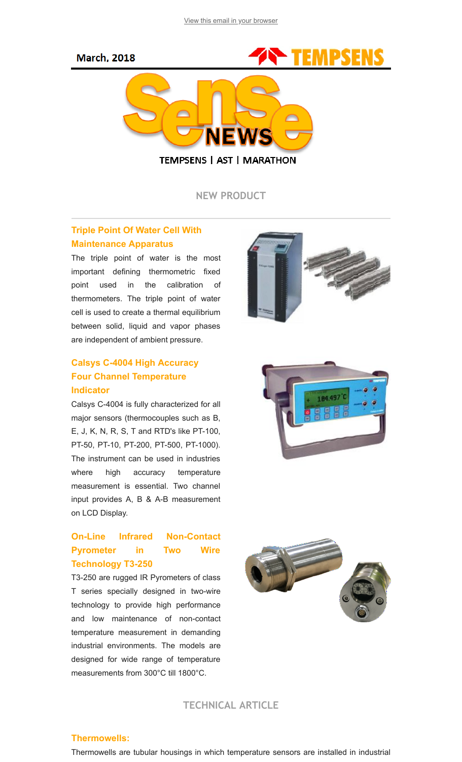View this email in your browser

March, 2018

TEMPSENS

# SenSe NEWS

TEMPSENS | AST | MARATHON

## NEW PRODUCT

### Triple Point Of Water Cell With Maintenance Apparatus

The triple point of water is the most important defining thermometric fixed point used in the calibration of thermometers. The triple point of water cell is used to create a thermal equilibrium between solid, liquid and vapor phases are independent of ambient pressure.

### Calsys C-4004 High Accuracy Four Channel Temperature Indicator

Calsys C-4004 is fully characterized for all major sensors (thermocouples such as B, E, J, K, N, R, S, T and RTD's like PT-100, PT-50, PT-10, PT-200, PT-500, PT-1000). The instrument can be used in industries where high accuracy temperature measurement is essential. Two channel input provides A, B & A-B measurement on LCD Display.

### On-Line Infrared Non-Contact Pyrometer in Two Wire Technology T3-250

T3-250 are rugged IR Pyrometers of class T series specially designed in two-wire technology to provide high performance and low maintenance of non-contact temperature measurement in demanding industrial environments. The models are designed for wide range of temperature measurements from 300°C till 1800°C.

## TECHNICAL ARTICLE

### Thermowells:

Thermowells are tubular housings in which temperature sensors are installed in industrial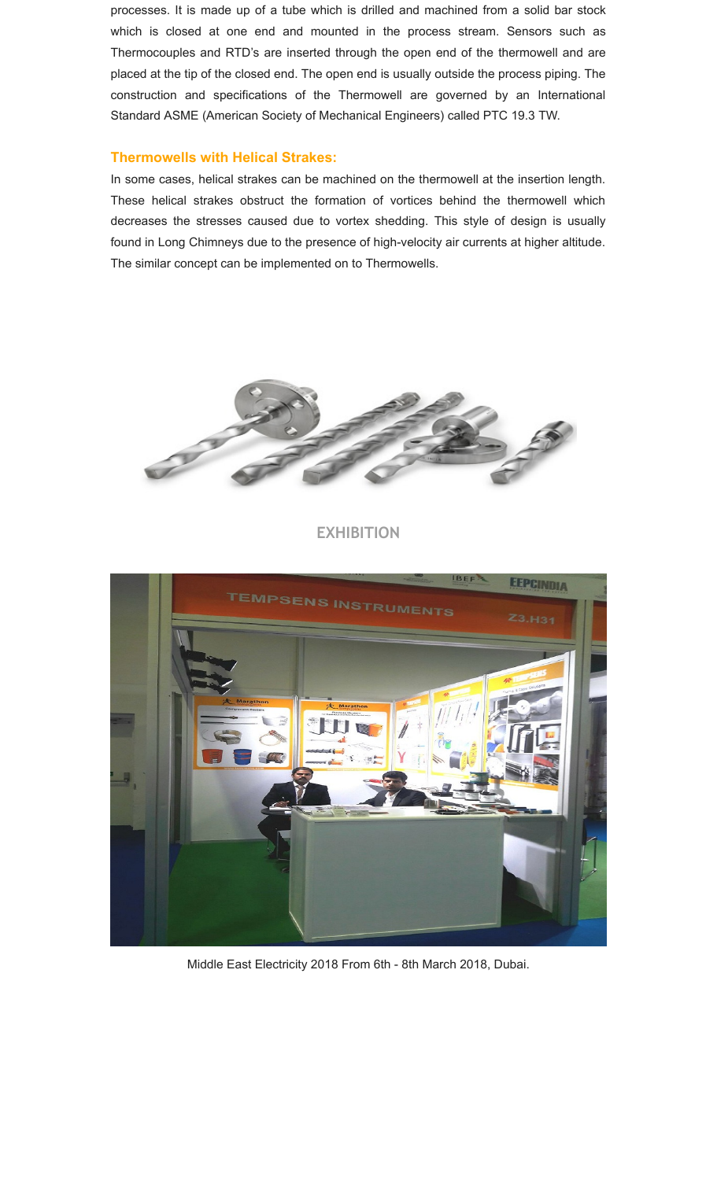processes. It is made up of a tube which is drilled and machined from a solid bar stock which is closed at one end and mounted in the process stream. Sensors such as Thermocouples and RTD's are inserted through the open end of the thermowell and are placed at the tip of the closed end. The open end is usually outside the process piping. The construction and specifications of the Thermowell are governed by an International Standard ASME (American Society of Mechanical Engineers) called PTC 19.3 TW.

### Thermowells with Helical Strakes:

In some cases, helical strakes can be machined on the thermowell at the insertion length. These helical strakes obstruct the formation of vortices behind the thermowell which decreases the stresses caused due to vortex shedding. This style of design is usually found in Long Chimneys due to the presence of high-velocity air currents at higher altitude. The similar concept can be implemented on to Thermowells.

## EXHIBITION

Middle East Electricity 2018 From 6th - 8th March 2018, Dubai.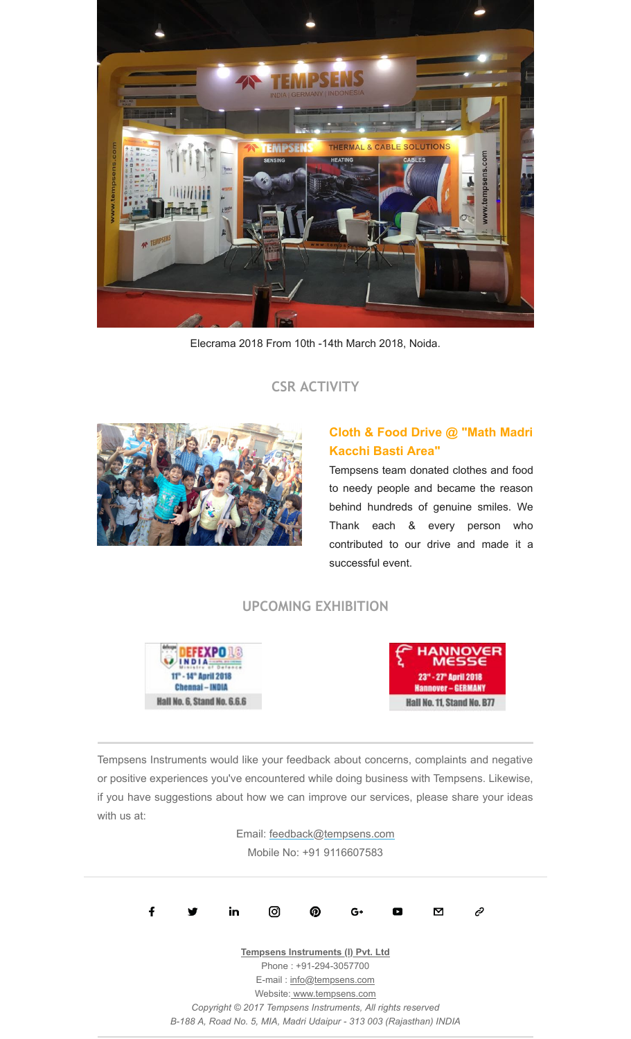Elecrama 2018 From 10th -14th March 2018, Noida.

## CSR ACTIVITY

### Cloth & Food Drive @ "Math Madri Kacchi Basti Area"

Tempsens team donated clothes and food to needy people and became the reason behind hundreds of genuine smiles. We Thank each & every person who contributed to our drive and made it a successful event.

## UPCOMING EXHIBITION

DEFEXPO 18 INDIA
11th - 14th April 2018
Chennai – INDIA
Hall No. 6, Stand No. 6.6.6

HANNOVER MESSE
23rd - 27th April 2018
Hannover – GERMANY
Hall No. 11, Stand No. B77

---

Tempsens Instruments would like your feedback about concerns, complaints and negative or positive experiences you've encountered while doing business with Tempsens. Likewise, if you have suggestions about how we can improve our services, please share your ideas with us at:

Email: feedback@tempsens.com
Mobile No: +91 9116607583

---

**Tempsens Instruments (I) Pvt. Ltd**
Phone : +91-294-3057700
E-mail : info@tempsens.com
Website: www.tempsens.com
*Copyright © 2017 Tempsens Instruments, All rights reserved*
*B-188 A, Road No. 5, MIA, Madri Udaipur - 313 003 (Rajasthan) INDIA*